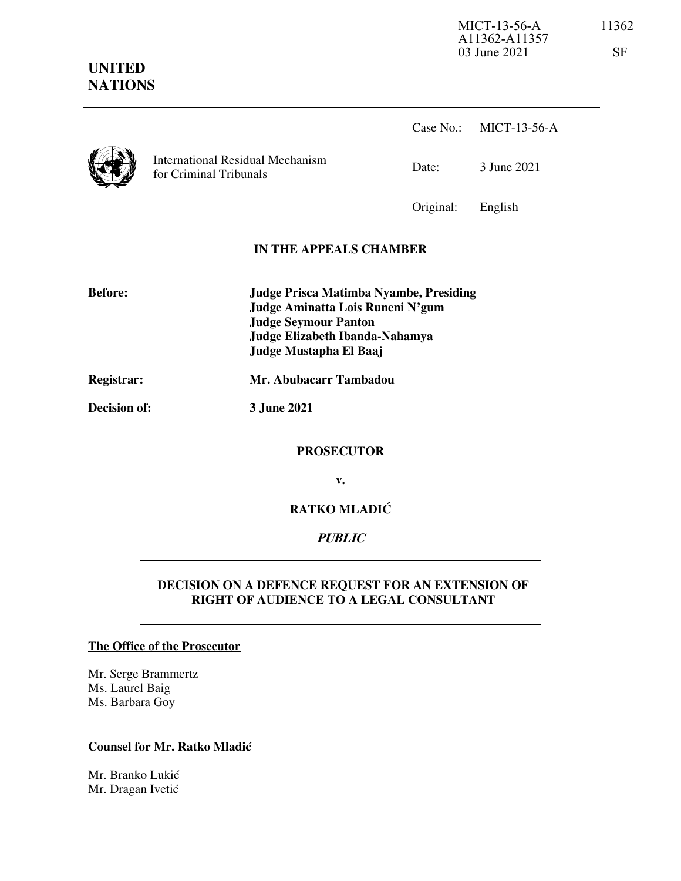MICT-13-56-A 11362
A11362-A11357
03 June 2021 SF

**UNITED NATIONS**

International Residual Mechanism for Criminal Tribunals

Case No.: MICT-13-56-A

Date: 3 June 2021

Original: English

## IN THE APPEALS CHAMBER

**Before:** **Judge Prisca Matimba Nyambe, Presiding**
**Judge Aminatta Lois Runeni N'gum**
**Judge Seymour Panton**
**Judge Elizabeth Ibanda-Nahamya**
**Judge Mustapha El Baaj**

**Registrar:** **Mr. Abubacarr Tambadou**

**Decision of:** **3 June 2021**

**PROSECUTOR**

**v.**

**RATKO MLADIĆ**

***PUBLIC***

## DECISION ON A DEFENCE REQUEST FOR AN EXTENSION OF RIGHT OF AUDIENCE TO A LEGAL CONSULTANT

**The Office of the Prosecutor**

Mr. Serge Brammertz
Ms. Laurel Baig
Ms. Barbara Goy

**Counsel for Mr. Ratko Mladić**

Mr. Branko Lukić
Mr. Dragan Ivetić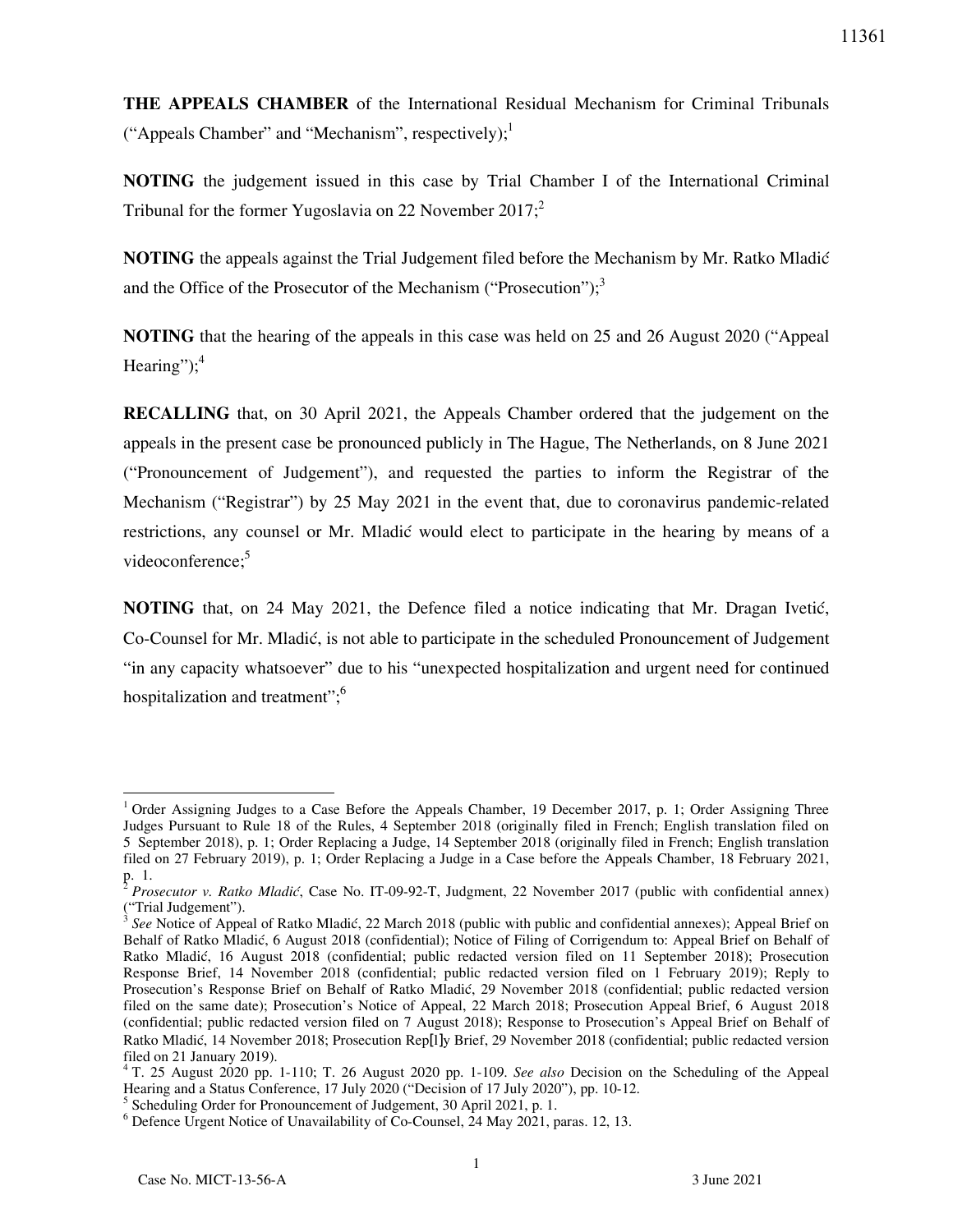**THE APPEALS CHAMBER** of the International Residual Mechanism for Criminal Tribunals ("Appeals Chamber" and "Mechanism", respectively);[1]

**NOTING** the judgement issued in this case by Trial Chamber I of the International Criminal Tribunal for the former Yugoslavia on 22 November 2017;[2]

**NOTING** the appeals against the Trial Judgement filed before the Mechanism by Mr. Ratko Mladić and the Office of the Prosecutor of the Mechanism ("Prosecution");[3]

**NOTING** that the hearing of the appeals in this case was held on 25 and 26 August 2020 ("Appeal Hearing");[4]

**RECALLING** that, on 30 April 2021, the Appeals Chamber ordered that the judgement on the appeals in the present case be pronounced publicly in The Hague, The Netherlands, on 8 June 2021 ("Pronouncement of Judgement"), and requested the parties to inform the Registrar of the Mechanism ("Registrar") by 25 May 2021 in the event that, due to coronavirus pandemic-related restrictions, any counsel or Mr. Mladić would elect to participate in the hearing by means of a videoconference;[5]

**NOTING** that, on 24 May 2021, the Defence filed a notice indicating that Mr. Dragan Ivetić, Co-Counsel for Mr. Mladić, is not able to participate in the scheduled Pronouncement of Judgement "in any capacity whatsoever" due to his "unexpected hospitalization and urgent need for continued hospitalization and treatment";[6]

---

[1] Order Assigning Judges to a Case Before the Appeals Chamber, 19 December 2017, p. 1; Order Assigning Three Judges Pursuant to Rule 18 of the Rules, 4 September 2018 (originally filed in French; English translation filed on 5 September 2018), p. 1; Order Replacing a Judge, 14 September 2018 (originally filed in French; English translation filed on 27 February 2019), p. 1; Order Replacing a Judge in a Case before the Appeals Chamber, 18 February 2021, p. 1.

[2] *Prosecutor v. Ratko Mladić*, Case No. IT-09-92-T, Judgment, 22 November 2017 (public with confidential annex) ("Trial Judgement").

[3] *See* Notice of Appeal of Ratko Mladić, 22 March 2018 (public with public and confidential annexes); Appeal Brief on Behalf of Ratko Mladić, 6 August 2018 (confidential); Notice of Filing of Corrigendum to: Appeal Brief on Behalf of Ratko Mladić, 16 August 2018 (confidential; public redacted version filed on 11 September 2018); Prosecution Response Brief, 14 November 2018 (confidential; public redacted version filed on 1 February 2019); Reply to Prosecution's Response Brief on Behalf of Ratko Mladić, 29 November 2018 (confidential; public redacted version filed on the same date); Prosecution's Notice of Appeal, 22 March 2018; Prosecution Appeal Brief, 6 August 2018 (confidential; public redacted version filed on 7 August 2018); Response to Prosecution's Appeal Brief on Behalf of Ratko Mladić, 14 November 2018; Prosecution Rep[l]y Brief, 29 November 2018 (confidential; public redacted version filed on 21 January 2019).

[4] T. 25 August 2020 pp. 1-110; T. 26 August 2020 pp. 1-109. *See also* Decision on the Scheduling of the Appeal Hearing and a Status Conference, 17 July 2020 ("Decision of 17 July 2020"), pp. 10-12.

[5] Scheduling Order for Pronouncement of Judgement, 30 April 2021, p. 1.

[6] Defence Urgent Notice of Unavailability of Co-Counsel, 24 May 2021, paras. 12, 13.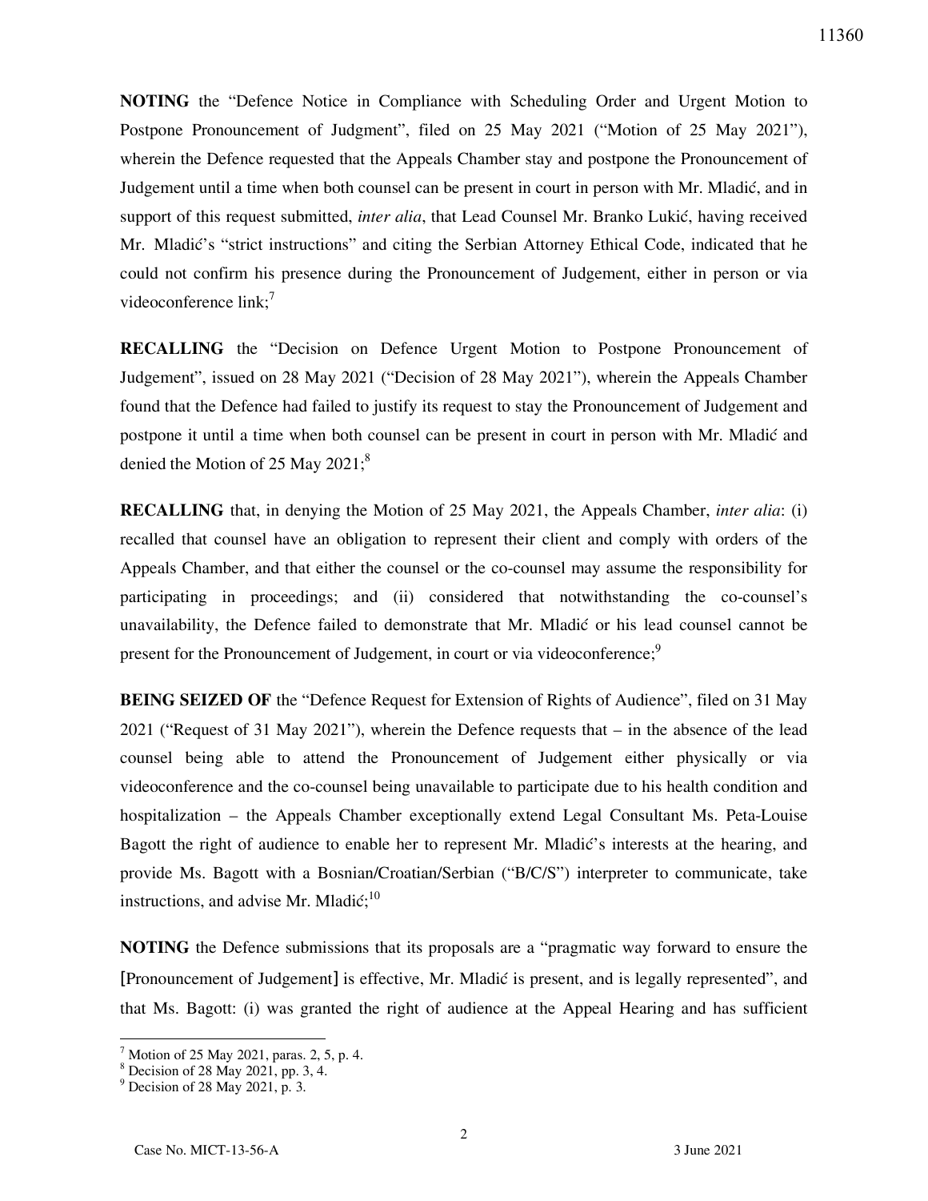**NOTING** the "Defence Notice in Compliance with Scheduling Order and Urgent Motion to Postpone Pronouncement of Judgment", filed on 25 May 2021 ("Motion of 25 May 2021"), wherein the Defence requested that the Appeals Chamber stay and postpone the Pronouncement of Judgement until a time when both counsel can be present in court in person with Mr. Mladić, and in support of this request submitted, *inter alia*, that Lead Counsel Mr. Branko Lukić, having received Mr. Mladić's "strict instructions" and citing the Serbian Attorney Ethical Code, indicated that he could not confirm his presence during the Pronouncement of Judgement, either in person or via videoconference link;[7]

**RECALLING** the "Decision on Defence Urgent Motion to Postpone Pronouncement of Judgement", issued on 28 May 2021 ("Decision of 28 May 2021"), wherein the Appeals Chamber found that the Defence had failed to justify its request to stay the Pronouncement of Judgement and postpone it until a time when both counsel can be present in court in person with Mr. Mladić and denied the Motion of 25 May 2021;[8]

**RECALLING** that, in denying the Motion of 25 May 2021, the Appeals Chamber, *inter alia*: (i) recalled that counsel have an obligation to represent their client and comply with orders of the Appeals Chamber, and that either the counsel or the co-counsel may assume the responsibility for participating in proceedings; and (ii) considered that notwithstanding the co-counsel's unavailability, the Defence failed to demonstrate that Mr. Mladić or his lead counsel cannot be present for the Pronouncement of Judgement, in court or via videoconference;[9]

**BEING SEIZED OF** the "Defence Request for Extension of Rights of Audience", filed on 31 May 2021 ("Request of 31 May 2021"), wherein the Defence requests that – in the absence of the lead counsel being able to attend the Pronouncement of Judgement either physically or via videoconference and the co-counsel being unavailable to participate due to his health condition and hospitalization – the Appeals Chamber exceptionally extend Legal Consultant Ms. Peta-Louise Bagott the right of audience to enable her to represent Mr. Mladić's interests at the hearing, and provide Ms. Bagott with a Bosnian/Croatian/Serbian ("B/C/S") interpreter to communicate, take instructions, and advise Mr. Mladić;[10]

**NOTING** the Defence submissions that its proposals are a "pragmatic way forward to ensure the [Pronouncement of Judgement] is effective, Mr. Mladić is present, and is legally represented", and that Ms. Bagott: (i) was granted the right of audience at the Appeal Hearing and has sufficient

---

[7] Motion of 25 May 2021, paras. 2, 5, p. 4.

[8] Decision of 28 May 2021, pp. 3, 4.

[9] Decision of 28 May 2021, p. 3.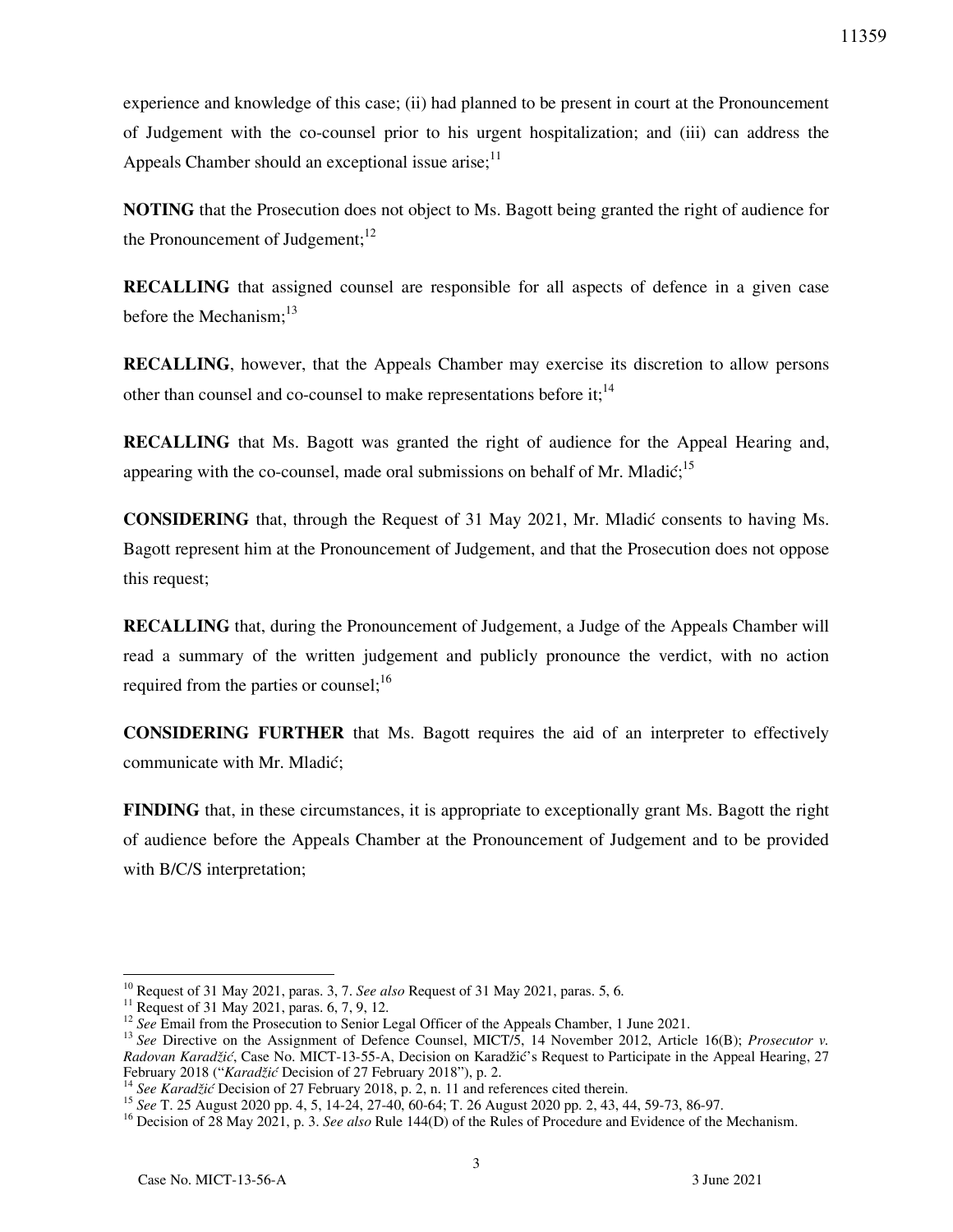experience and knowledge of this case; (ii) had planned to be present in court at the Pronouncement of Judgement with the co-counsel prior to his urgent hospitalization; and (iii) can address the Appeals Chamber should an exceptional issue arise;[11]

**NOTING** that the Prosecution does not object to Ms. Bagott being granted the right of audience for the Pronouncement of Judgement;[12]

**RECALLING** that assigned counsel are responsible for all aspects of defence in a given case before the Mechanism;[13]

**RECALLING**, however, that the Appeals Chamber may exercise its discretion to allow persons other than counsel and co-counsel to make representations before it;[14]

**RECALLING** that Ms. Bagott was granted the right of audience for the Appeal Hearing and, appearing with the co-counsel, made oral submissions on behalf of Mr. Mladić;[15]

**CONSIDERING** that, through the Request of 31 May 2021, Mr. Mladić consents to having Ms. Bagott represent him at the Pronouncement of Judgement, and that the Prosecution does not oppose this request;

**RECALLING** that, during the Pronouncement of Judgement, a Judge of the Appeals Chamber will read a summary of the written judgement and publicly pronounce the verdict, with no action required from the parties or counsel;[16]

**CONSIDERING FURTHER** that Ms. Bagott requires the aid of an interpreter to effectively communicate with Mr. Mladić;

**FINDING** that, in these circumstances, it is appropriate to exceptionally grant Ms. Bagott the right of audience before the Appeals Chamber at the Pronouncement of Judgement and to be provided with B/C/S interpretation;

---

[10] Request of 31 May 2021, paras. 3, 7. *See also* Request of 31 May 2021, paras. 5, 6.

[11] Request of 31 May 2021, paras. 6, 7, 9, 12.

[12] *See* Email from the Prosecution to Senior Legal Officer of the Appeals Chamber, 1 June 2021.

[13] *See* Directive on the Assignment of Defence Counsel, MICT/5, 14 November 2012, Article 16(B); *Prosecutor v. Radovan Karadžić*, Case No. MICT-13-55-A, Decision on Karadžić's Request to Participate in the Appeal Hearing, 27 February 2018 ("*Karadžić* Decision of 27 February 2018"), p. 2.

[14] *See Karadžić* Decision of 27 February 2018, p. 2, n. 11 and references cited therein.

[15] *See* T. 25 August 2020 pp. 4, 5, 14-24, 27-40, 60-64; T. 26 August 2020 pp. 2, 43, 44, 59-73, 86-97.

[16] Decision of 28 May 2021, p. 3. *See also* Rule 144(D) of the Rules of Procedure and Evidence of the Mechanism.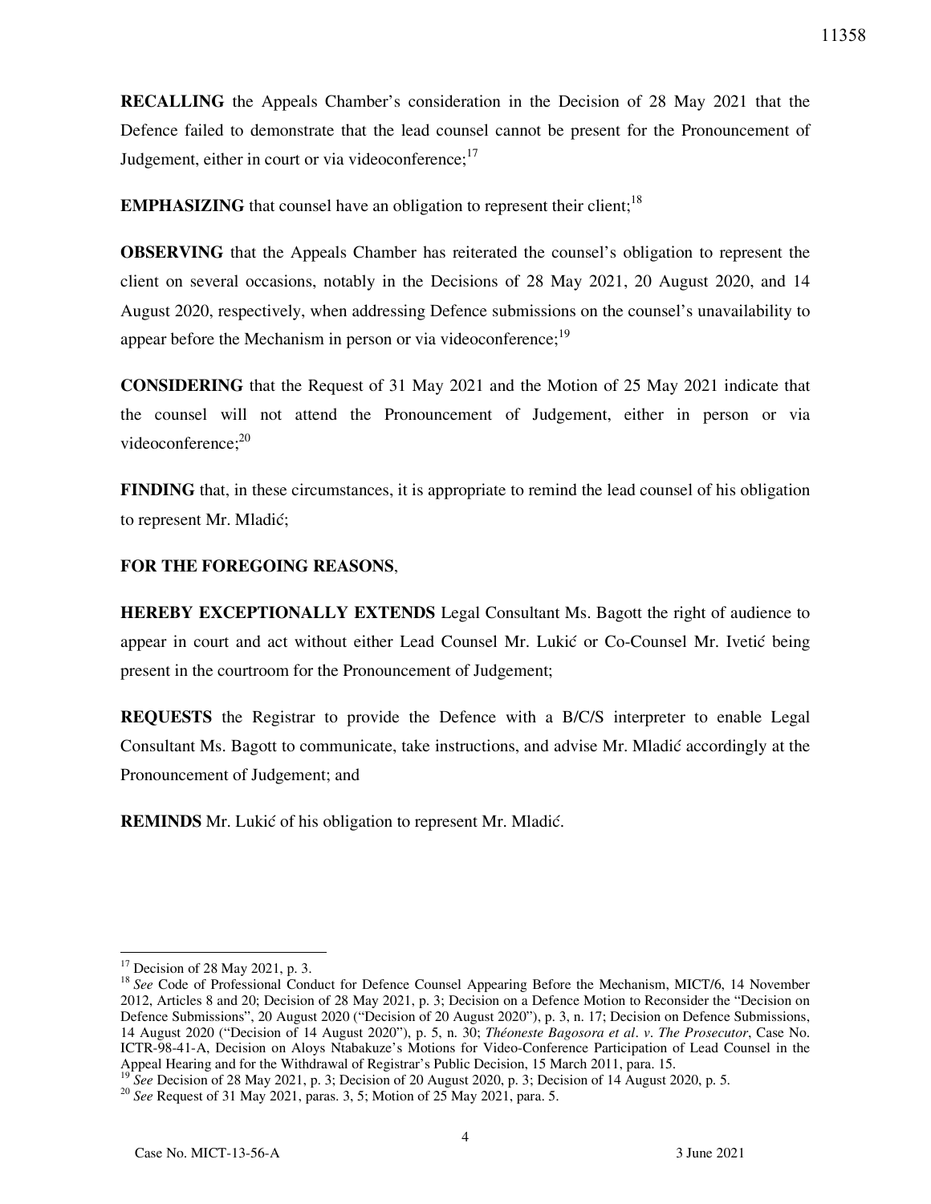**RECALLING** the Appeals Chamber's consideration in the Decision of 28 May 2021 that the Defence failed to demonstrate that the lead counsel cannot be present for the Pronouncement of Judgement, either in court or via videoconference;[17]

**EMPHASIZING** that counsel have an obligation to represent their client;[18]

**OBSERVING** that the Appeals Chamber has reiterated the counsel's obligation to represent the client on several occasions, notably in the Decisions of 28 May 2021, 20 August 2020, and 14 August 2020, respectively, when addressing Defence submissions on the counsel's unavailability to appear before the Mechanism in person or via videoconference;[19]

**CONSIDERING** that the Request of 31 May 2021 and the Motion of 25 May 2021 indicate that the counsel will not attend the Pronouncement of Judgement, either in person or via videoconference;[20]

**FINDING** that, in these circumstances, it is appropriate to remind the lead counsel of his obligation to represent Mr. Mladić;

**FOR THE FOREGOING REASONS**,

**HEREBY EXCEPTIONALLY EXTENDS** Legal Consultant Ms. Bagott the right of audience to appear in court and act without either Lead Counsel Mr. Lukić or Co-Counsel Mr. Ivetić being present in the courtroom for the Pronouncement of Judgement;

**REQUESTS** the Registrar to provide the Defence with a B/C/S interpreter to enable Legal Consultant Ms. Bagott to communicate, take instructions, and advise Mr. Mladić accordingly at the Pronouncement of Judgement; and

**REMINDS** Mr. Lukić of his obligation to represent Mr. Mladić.

---

[17] Decision of 28 May 2021, p. 3.

[18] *See* Code of Professional Conduct for Defence Counsel Appearing Before the Mechanism, MICT/6, 14 November 2012, Articles 8 and 20; Decision of 28 May 2021, p. 3; Decision on a Defence Motion to Reconsider the "Decision on Defence Submissions", 20 August 2020 ("Decision of 20 August 2020"), p. 3, n. 17; Decision on Defence Submissions, 14 August 2020 ("Decision of 14 August 2020"), p. 5, n. 30; *Théoneste Bagosora et al. v. The Prosecutor*, Case No. ICTR-98-41-A, Decision on Aloys Ntabakuze's Motions for Video-Conference Participation of Lead Counsel in the Appeal Hearing and for the Withdrawal of Registrar's Public Decision, 15 March 2011, para. 15.

[19] *See* Decision of 28 May 2021, p. 3; Decision of 20 August 2020, p. 3; Decision of 14 August 2020, p. 5.

[20] *See* Request of 31 May 2021, paras. 3, 5; Motion of 25 May 2021, para. 5.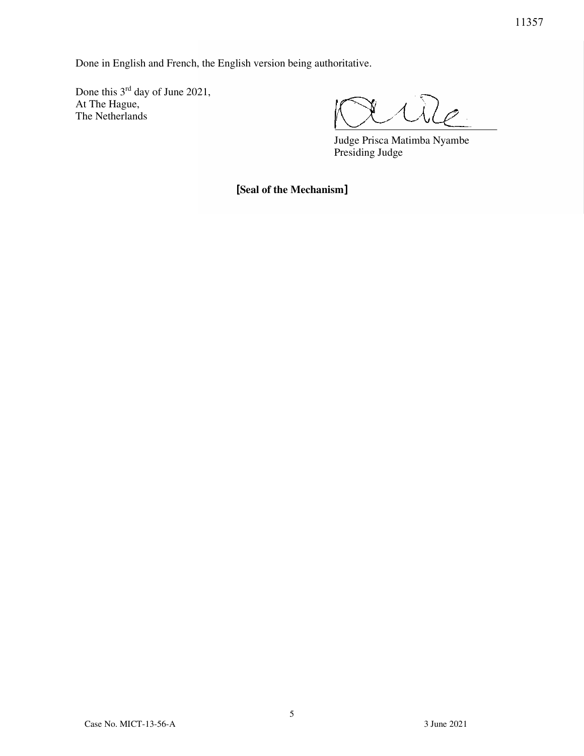Done in English and French, the English version being authoritative.

Done this 3rd day of June 2021,
At The Hague,
The Netherlands

Judge Prisca Matimba Nyambe
Presiding Judge

**[Seal of the Mechanism]**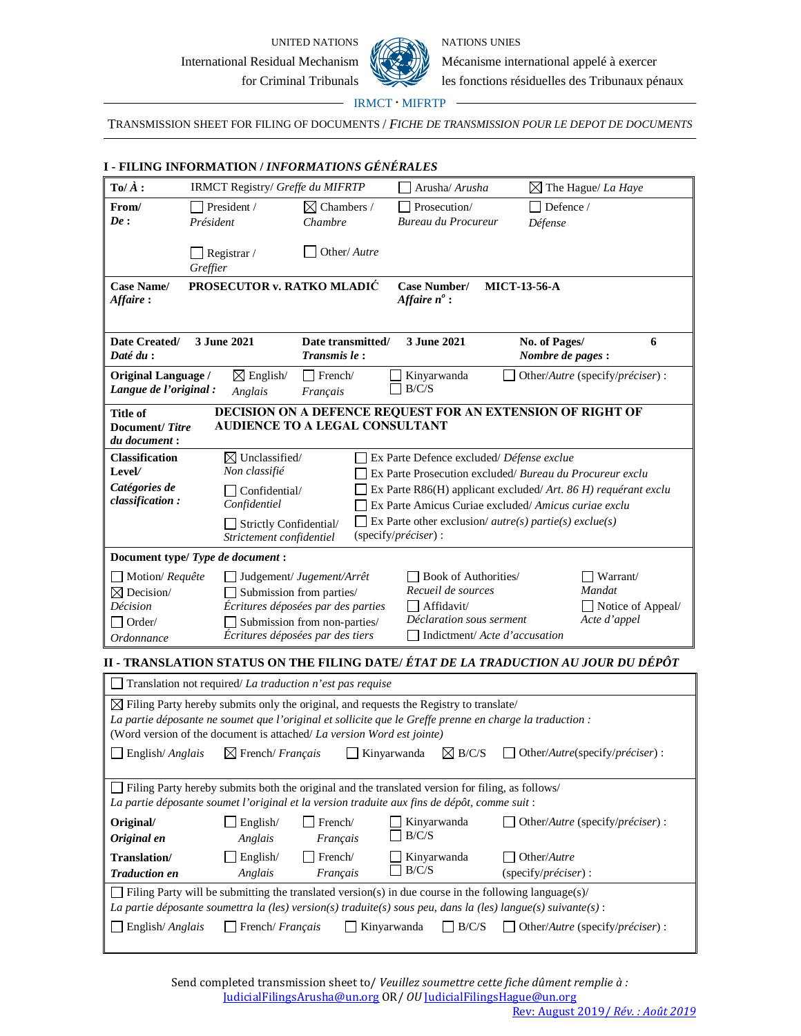UNITED NATIONS
International Residual Mechanism for Criminal Tribunals

NATIONS UNIES
Mécanisme international appelé à exercer les fonctions résiduelles des Tribunaux pénaux

IRMCT · MIFRTP

TRANSMISSION SHEET FOR FILING OF DOCUMENTS / *FICHE DE TRANSMISSION POUR LE DEPOT DE DOCUMENTS*

## I - FILING INFORMATION / *INFORMATIONS GÉNÉRALES*

| | | | | |
|---|---|---|---|---|
| **To/ *À* :** | IRMCT Registry/ *Greffe du MIFRTP* | | ☐ Arusha/ *Arusha* | ☒ The Hague/ *La Haye* |
| **From/ *De* :** | ☐ President / *Président*<br>☐ Registrar / *Greffier* | ☒ Chambers / *Chambre*<br>☐ Other/ *Autre* | ☐ Prosecution/ *Bureau du Procureur* | ☐ Defence / *Défense* |
| **Case Name/ *Affaire* :** | **PROSECUTOR v. RATKO MLADIĆ** | | **Case Number/ *Affaire nº* :** | **MICT-13-56-A** |
| **Date Created/ *Daté du* :** | **3 June 2021** | **Date transmitted/ *Transmis le* :** **3 June 2021** | **No. of Pages/ *Nombre de pages* :** | **6** |
| **Original Language / *Langue de l'original* :** | ☒ English/ *Anglais* | ☐ French/ *Français* | ☐ Kinyarwanda ☐ B/C/S | ☐ Other/*Autre* (specify/*préciser*) : |
| **Title of Document/ *Titre du document* :** | **DECISION ON A DEFENCE REQUEST FOR AN EXTENSION OF RIGHT OF AUDIENCE TO A LEGAL CONSULTANT** | | | |
| **Classification Level/ *Catégories de classification* :** | ☒ Unclassified/ *Non classifié*<br>☐ Confidential/ *Confidentiel*<br>☐ Strictly Confidential/ *Strictement confidentiel* | ☐ Ex Parte Defence excluded/ *Défense exclue*<br>☐ Ex Parte Prosecution excluded/ *Bureau du Procureur exclu*<br>☐ Ex Parte R86(H) applicant excluded/ *Art. 86 H) requérant exclu*<br>☐ Ex Parte Amicus Curiae excluded/ *Amicus curiae exclu*<br>☐ Ex Parte other exclusion/ *autre(s) partie(s) exclue(s)* (specify/*préciser*) : | | |
| **Document type/ *Type de document* :** | | | | |
| ☐ Motion/ *Requête*<br>☒ Decision/ *Décision*<br>☐ Order/ *Ordonnance* | ☐ Judgement/ *Jugement/Arrêt*<br>☐ Submission from parties/ *Écritures déposées par des parties*<br>☐ Submission from non-parties/ *Écritures déposées par des tiers* | ☐ Book of Authorities/ *Recueil de sources*<br>☐ Affidavit/ *Déclaration sous serment*<br>☐ Indictment/ *Acte d'accusation* | ☐ Warrant/ *Mandat*<br>☐ Notice of Appeal/ *Acte d'appel* | |

## II - TRANSLATION STATUS ON THE FILING DATE/ *ÉTAT DE LA TRADUCTION AU JOUR DU DÉPÔT*

☐ Translation not required/ *La traduction n'est pas requise*

☒ Filing Party hereby submits only the original, and requests the Registry to translate/
*La partie déposante ne soumet que l'original et sollicite que le Greffe prenne en charge la traduction :*
(Word version of the document is attached/ *La version Word est jointe)*

☐ English/ *Anglais* ☒ French/ *Français* ☐ Kinyarwanda ☒ B/C/S ☐ Other/*Autre*(specify/*préciser*) :

☐ Filing Party hereby submits both the original and the translated version for filing, as follows/
*La partie déposante soumet l'original et la version traduite aux fins de dépôt, comme suit :*

| | | | | |
|---|---|---|---|---|
| **Original/ *Original en*** | ☐ English/ *Anglais* | ☐ French/ *Français* | ☐ Kinyarwanda ☐ B/C/S | ☐ Other/*Autre* (specify/*préciser*) : |
| **Translation/ *Traduction en*** | ☐ English/ *Anglais* | ☐ French/ *Français* | ☐ Kinyarwanda ☐ B/C/S | ☐ Other/*Autre* (specify/*préciser*) : |

☐ Filing Party will be submitting the translated version(s) in due course in the following language(s)/
*La partie déposante soumettra la (les) version(s) traduite(s) sous peu, dans la (les) langue(s) suivante(s) :*

☐ English/ *Anglais* ☐ French/ *Français* ☐ Kinyarwanda ☐ B/C/S ☐ Other/*Autre* (specify/*préciser*) :

Send completed transmission sheet to/ *Veuillez soumettre cette fiche dûment remplie à :*
JudicialFilingsArusha@un.org OR/ *OU* JudicialFilingsHague@un.org

Rev: August 2019/ *Rév. : Août 2019*